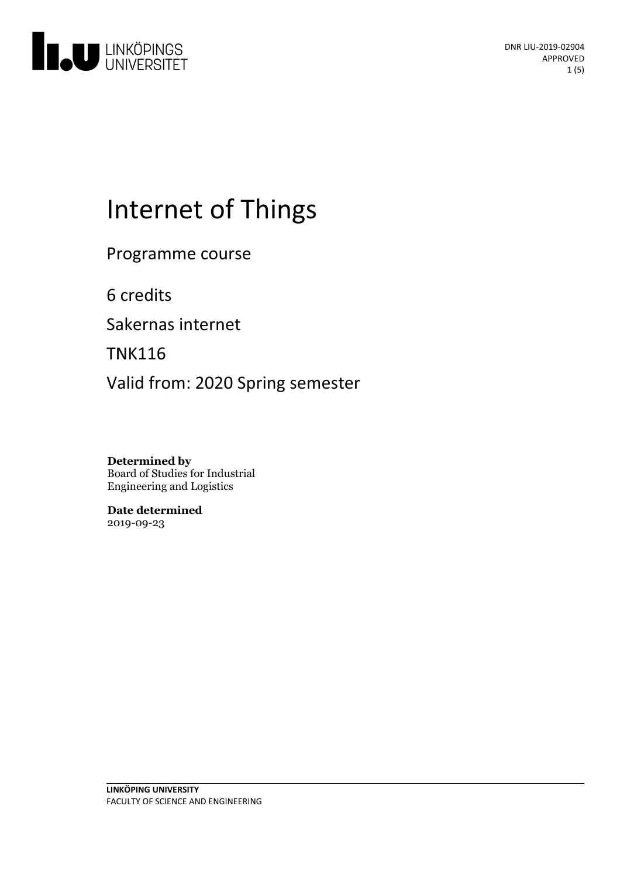LINKÖPINGS UNIVERSITET

DNR LIU-2019-02904
APPROVED

# Internet of Things

Programme course

6 credits

Sakernas internet

TNK116

Valid from: 2020 Spring semester

**Determined by**
Board of Studies for Industrial Engineering and Logistics

**Date determined**
2019-09-23

**LINKÖPING UNIVERSITY**
FACULTY OF SCIENCE AND ENGINEERING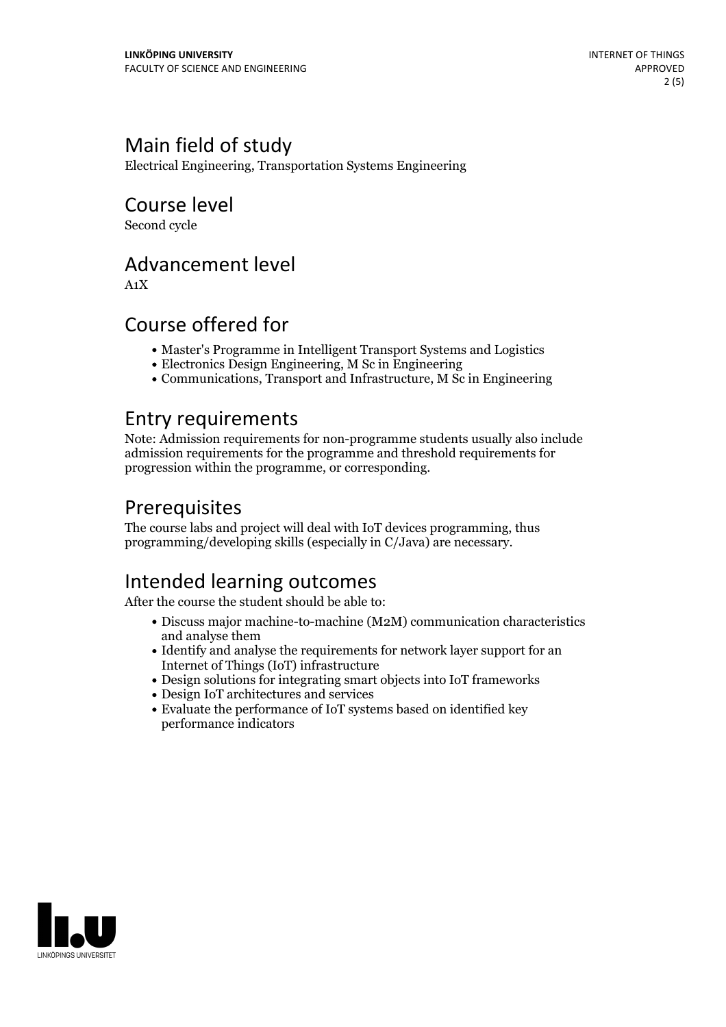## Main field of study

Electrical Engineering, Transportation Systems Engineering

## Course level

Second cycle

## Advancement level

A1X

## Course offered for

- Master's Programme in Intelligent Transport Systems and Logistics
- Electronics Design Engineering, M Sc in Engineering
- Communications, Transport and Infrastructure, M Sc in Engineering

## Entry requirements

Note: Admission requirements for non-programme students usually also include admission requirements for the programme and threshold requirements for progression within the programme, or corresponding.

## Prerequisites

The course labs and project will deal with IoT devices programming, thus programming/developing skills (especially in C/Java) are necessary.

## Intended learning outcomes

After the course the student should be able to:

- Discuss major machine-to-machine (M2M) communication characteristics and analyse them
- Identify and analyse the requirements for network layer support for an Internet of Things (IoT) infrastructure
- Design solutions for integrating smart objects into IoT frameworks
- Design IoT architectures and services
- Evaluate the performance of IoT systems based on identified key performance indicators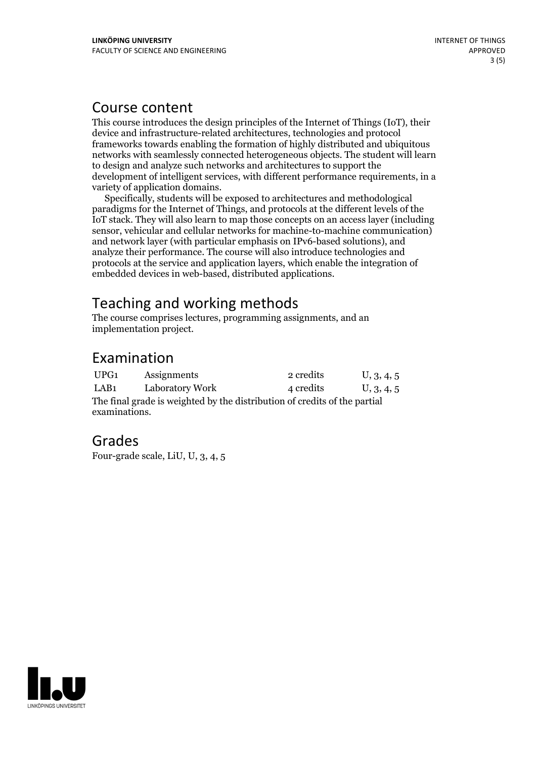## Course content

This course introduces the design principles of the Internet of Things (IoT), their device and infrastructure-related architectures, technologies and protocol frameworks towards enabling the formation of highly distributed and ubiquitous networks with seamlessly connected heterogeneous objects. The student will learn to design and analyze such networks and architectures to support the development of intelligent services, with different performance requirements, in a variety of application domains.

Specifically, students will be exposed to architectures and methodological paradigms for the Internet of Things, and protocols at the different levels of the IoT stack. They will also learn to map those concepts on an access layer (including sensor, vehicular and cellular networks for machine-to-machine communication) and network layer (with particular emphasis on IPv6-based solutions), and analyze their performance. The course will also introduce technologies and protocols at the service and application layers, which enable the integration of embedded devices in web-based, distributed applications.

## Teaching and working methods

The course comprises lectures, programming assignments, and an implementation project.

## Examination

| | | | |
|---|---|---|---|
| UPG1 | Assignments | 2 credits | U, 3, 4, 5 |
| LAB1 | Laboratory Work | 4 credits | U, 3, 4, 5 |

The final grade is weighted by the distribution of credits of the partial examinations.

## Grades

Four-grade scale, LiU, U, 3, 4, 5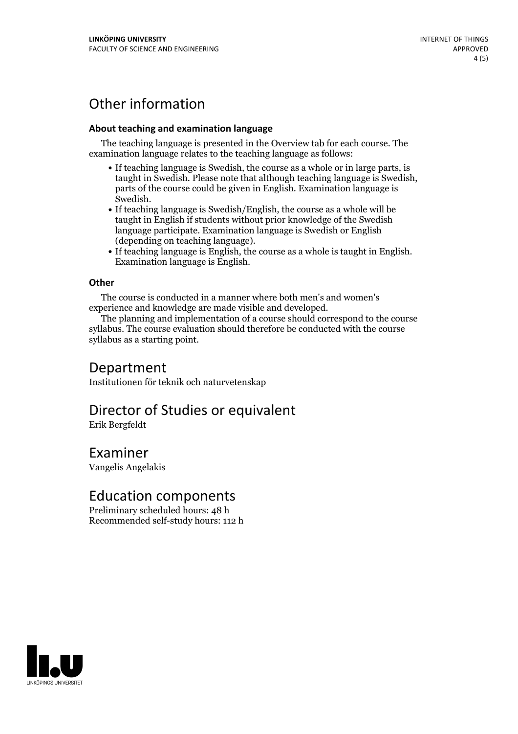# Other information

### About teaching and examination language

The teaching language is presented in the Overview tab for each course. The examination language relates to the teaching language as follows:

- If teaching language is Swedish, the course as a whole or in large parts, is taught in Swedish. Please note that although teaching language is Swedish, parts of the course could be given in English. Examination language is Swedish.
- If teaching language is Swedish/English, the course as a whole will be taught in English if students without prior knowledge of the Swedish language participate. Examination language is Swedish or English (depending on teaching language).
- If teaching language is English, the course as a whole is taught in English. Examination language is English.

### Other

The course is conducted in a manner where both men's and women's experience and knowledge are made visible and developed.

The planning and implementation of a course should correspond to the course syllabus. The course evaluation should therefore be conducted with the course syllabus as a starting point.

# Department

Institutionen för teknik och naturvetenskap

# Director of Studies or equivalent

Erik Bergfeldt

# Examiner

Vangelis Angelakis

# Education components

Preliminary scheduled hours: 48 h
Recommended self-study hours: 112 h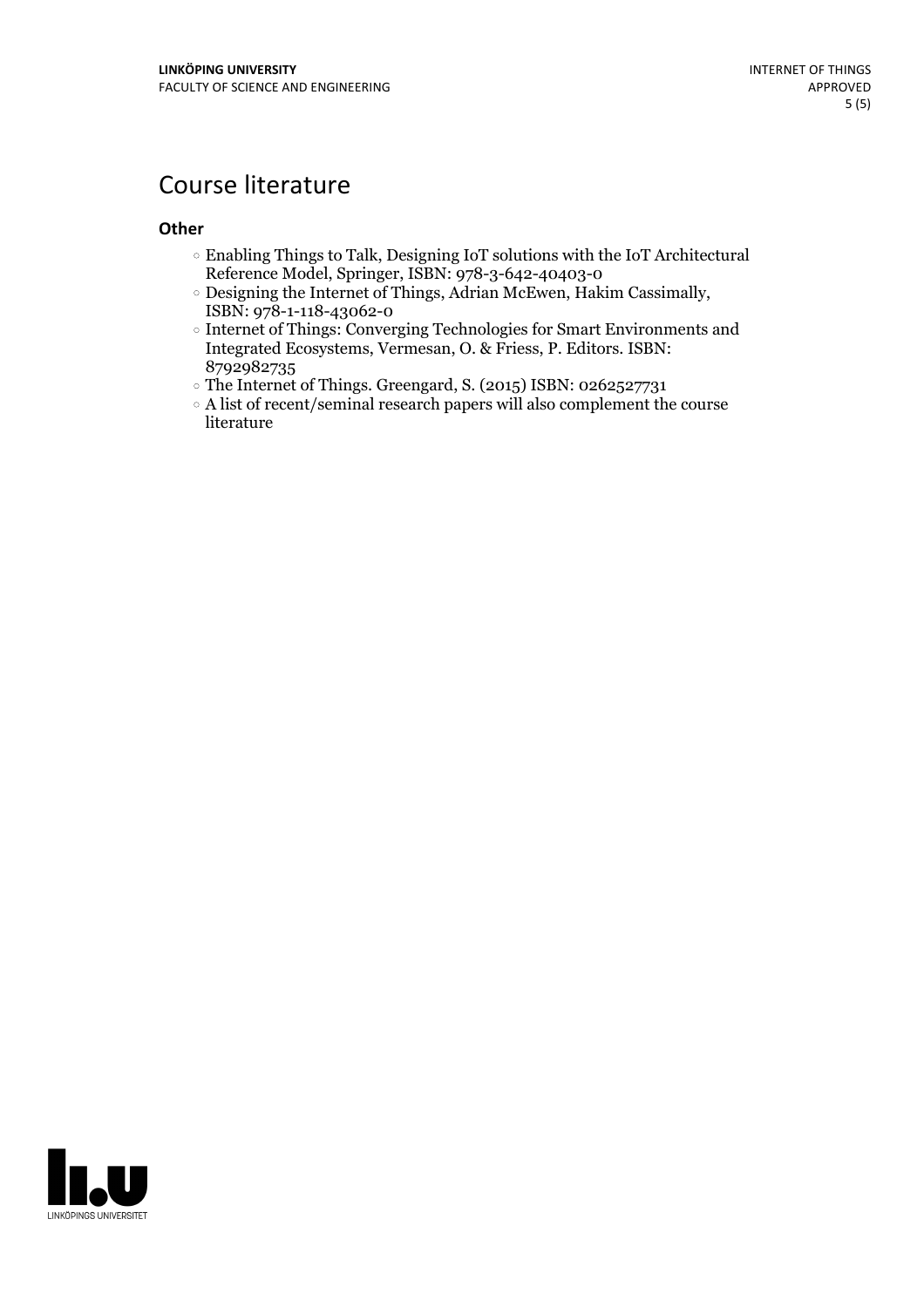# Course literature

**Other**

- Enabling Things to Talk, Designing IoT solutions with the IoT Architectural Reference Model, Springer, ISBN: 978-3-642-40403-0
- Designing the Internet of Things, Adrian McEwen, Hakim Cassimally, ISBN: 978-1-118-43062-0
- Internet of Things: Converging Technologies for Smart Environments and Integrated Ecosystems, Vermesan, O. & Friess, P. Editors. ISBN: 8792982735
- The Internet of Things. Greengard, S. (2015) ISBN: 0262527731
- A list of recent/seminal research papers will also complement the course literature